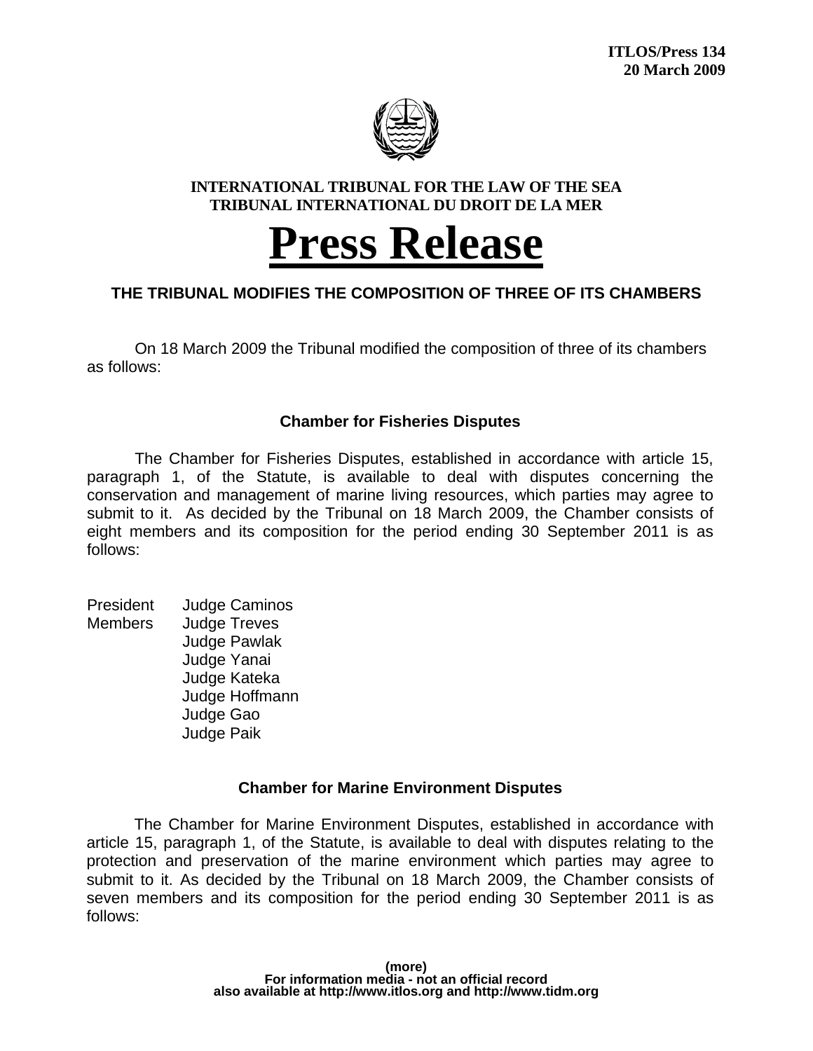**ITLOS/Press 134**
**20 March 2009**

**INTERNATIONAL TRIBUNAL FOR THE LAW OF THE SEA**
**TRIBUNAL INTERNATIONAL DU DROIT DE LA MER**

# Press Release

## THE TRIBUNAL MODIFIES THE COMPOSITION OF THREE OF ITS CHAMBERS

On 18 March 2009 the Tribunal modified the composition of three of its chambers as follows:

### Chamber for Fisheries Disputes

The Chamber for Fisheries Disputes, established in accordance with article 15, paragraph 1, of the Statute, is available to deal with disputes concerning the conservation and management of marine living resources, which parties may agree to submit to it. As decided by the Tribunal on 18 March 2009, the Chamber consists of eight members and its composition for the period ending 30 September 2011 is as follows:

| | |
|---|---|
| President | Judge Caminos |
| Members | Judge Treves |
| | Judge Pawlak |
| | Judge Yanai |
| | Judge Kateka |
| | Judge Hoffmann |
| | Judge Gao |
| | Judge Paik |

### Chamber for Marine Environment Disputes

The Chamber for Marine Environment Disputes, established in accordance with article 15, paragraph 1, of the Statute, is available to deal with disputes relating to the protection and preservation of the marine environment which parties may agree to submit to it. As decided by the Tribunal on 18 March 2009, the Chamber consists of seven members and its composition for the period ending 30 September 2011 is as follows:

(more)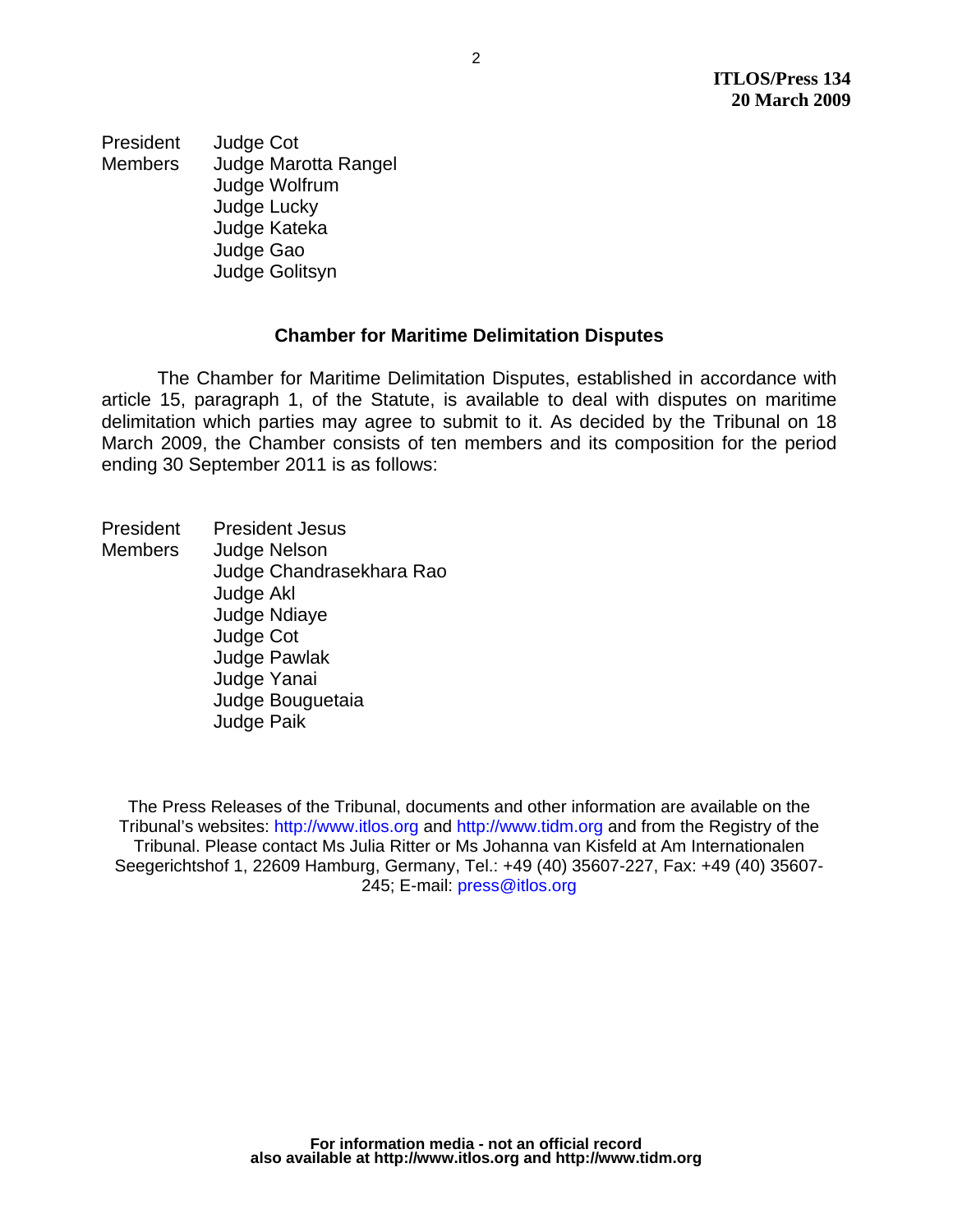| | |
|---|---|
| President | Judge Cot |
| Members | Judge Marotta Rangel |
| | Judge Wolfrum |
| | Judge Lucky |
| | Judge Kateka |
| | Judge Gao |
| | Judge Golitsyn |

### Chamber for Maritime Delimitation Disputes

The Chamber for Maritime Delimitation Disputes, established in accordance with article 15, paragraph 1, of the Statute, is available to deal with disputes on maritime delimitation which parties may agree to submit to it. As decided by the Tribunal on 18 March 2009, the Chamber consists of ten members and its composition for the period ending 30 September 2011 is as follows:

| | |
|---|---|
| President | President Jesus |
| Members | Judge Nelson |
| | Judge Chandrasekhara Rao |
| | Judge Akl |
| | Judge Ndiaye |
| | Judge Cot |
| | Judge Pawlak |
| | Judge Yanai |
| | Judge Bouguetaia |
| | Judge Paik |

The Press Releases of the Tribunal, documents and other information are available on the Tribunal's websites: http://www.itlos.org and http://www.tidm.org and from the Registry of the Tribunal. Please contact Ms Julia Ritter or Ms Johanna van Kisfeld at Am Internationalen Seegerichtshof 1, 22609 Hamburg, Germany, Tel.: +49 (40) 35607-227, Fax: +49 (40) 35607-245; E-mail: press@itlos.org